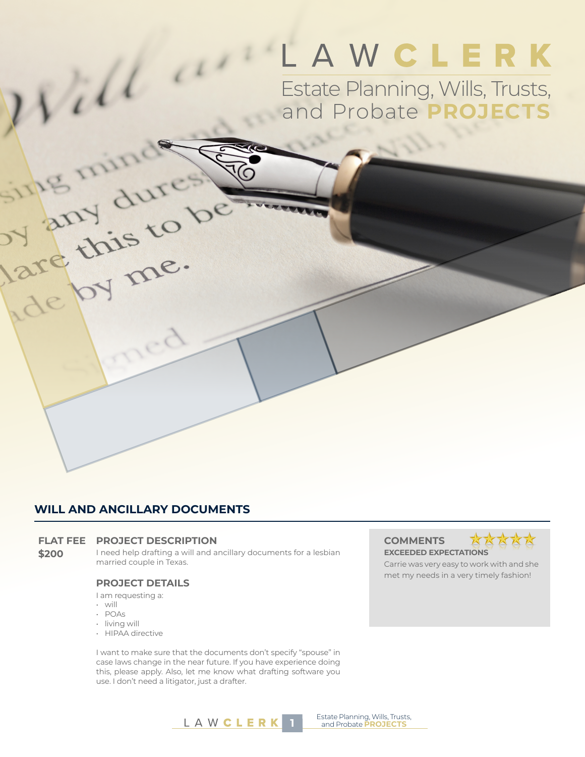# LAW CLERK

## Estate Planning, Wills, Trusts, and Probate PROJECTS

## WILL AND ANCILLARY DOCUMENTS

**FLAT FEE**
**$200**

### PROJECT DESCRIPTION

I need help drafting a will and ancillary documents for a lesbian married couple in Texas.

### PROJECT DETAILS

I am requesting a:

- will
- POAs
- living will
- HIPAA directive

I want to make sure that the documents don't specify "spouse" in case laws change in the near future. If you have experience doing this, please apply. Also, let me know what drafting software you use. I don't need a litigator, just a drafter.

### COMMENTS ★★★★★

**EXCEEDED EXPECTATIONS**

Carrie was very easy to work with and she met my needs in a very timely fashion!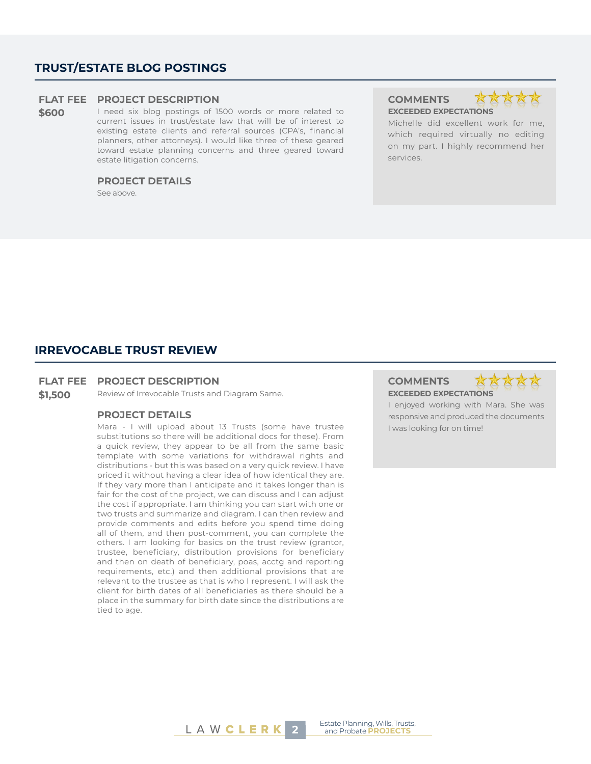## TRUST/ESTATE BLOG POSTINGS

**FLAT FEE**
**$600**

**PROJECT DESCRIPTION**

I need six blog postings of 1500 words or more related to current issues in trust/estate law that will be of interest to existing estate clients and referral sources (CPA's, financial planners, other attorneys). I would like three of these geared toward estate planning concerns and three geared toward estate litigation concerns.

**PROJECT DETAILS**

See above.

**COMMENTS**

**EXCEEDED EXPECTATIONS**

Michelle did excellent work for me, which required virtually no editing on my part. I highly recommend her services.

## IRREVOCABLE TRUST REVIEW

**FLAT FEE**
**$1,500**

**PROJECT DESCRIPTION**

Review of Irrevocable Trusts and Diagram Same.

**PROJECT DETAILS**

Mara - I will upload about 13 Trusts (some have trustee substitutions so there will be additional docs for these). From a quick review, they appear to be all from the same basic template with some variations for withdrawal rights and distributions - but this was based on a very quick review. I have priced it without having a clear idea of how identical they are. If they vary more than I anticipate and it takes longer than is fair for the cost of the project, we can discuss and I can adjust the cost if appropriate. I am thinking you can start with one or two trusts and summarize and diagram. I can then review and provide comments and edits before you spend time doing all of them, and then post-comment, you can complete the others. I am looking for basics on the trust review (grantor, trustee, beneficiary, distribution provisions for beneficiary and then on death of beneficiary, poas, acctg and reporting requirements, etc.) and then additional provisions that are relevant to the trustee as that is who I represent. I will ask the client for birth dates of all beneficiaries as there should be a place in the summary for birth date since the distributions are tied to age.

**COMMENTS**

**EXCEEDED EXPECTATIONS**

I enjoyed working with Mara. She was responsive and produced the documents I was looking for on time!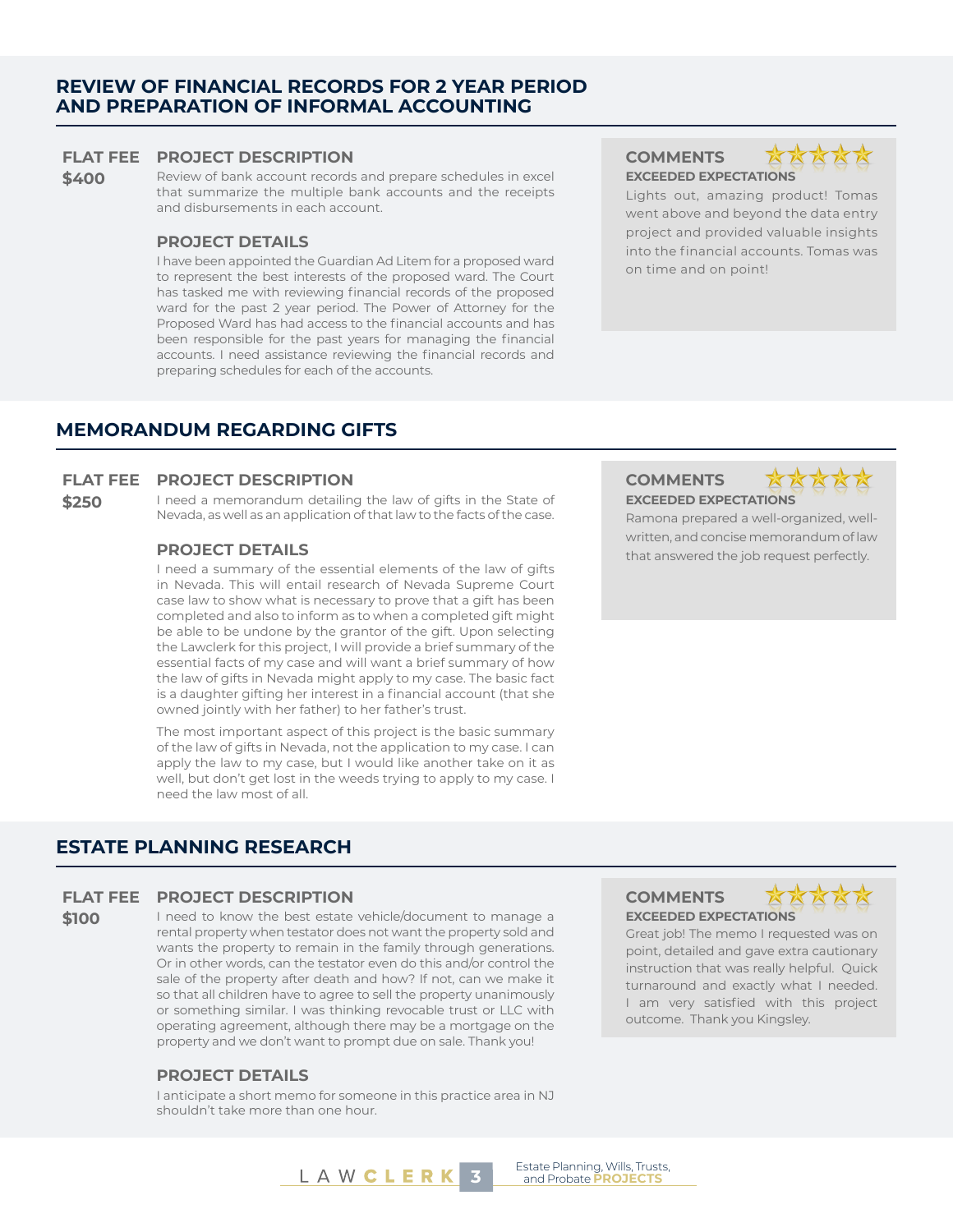## REVIEW OF FINANCIAL RECORDS FOR 2 YEAR PERIOD AND PREPARATION OF INFORMAL ACCOUNTING

**FLAT FEE**
**$400**

### PROJECT DESCRIPTION

Review of bank account records and prepare schedules in excel that summarize the multiple bank accounts and the receipts and disbursements in each account.

### PROJECT DETAILS

I have been appointed the Guardian Ad Litem for a proposed ward to represent the best interests of the proposed ward. The Court has tasked me with reviewing financial records of the proposed ward for the past 2 year period. The Power of Attorney for the Proposed Ward has had access to the financial accounts and has been responsible for the past years for managing the financial accounts. I need assistance reviewing the financial records and preparing schedules for each of the accounts.

### COMMENTS

**EXCEEDED EXPECTATIONS**

Lights out, amazing product! Tomas went above and beyond the data entry project and provided valuable insights into the financial accounts. Tomas was on time and on point!

## MEMORANDUM REGARDING GIFTS

**FLAT FEE**
**$250**

### PROJECT DESCRIPTION

I need a memorandum detailing the law of gifts in the State of Nevada, as well as an application of that law to the facts of the case.

### PROJECT DETAILS

I need a summary of the essential elements of the law of gifts in Nevada. This will entail research of Nevada Supreme Court case law to show what is necessary to prove that a gift has been completed and also to inform as to when a completed gift might be able to be undone by the grantor of the gift. Upon selecting the Lawclerk for this project, I will provide a brief summary of the essential facts of my case and will want a brief summary of how the law of gifts in Nevada might apply to my case. The basic fact is a daughter gifting her interest in a financial account (that she owned jointly with her father) to her father's trust.

The most important aspect of this project is the basic summary of the law of gifts in Nevada, not the application to my case. I can apply the law to my case, but I would like another take on it as well, but don't get lost in the weeds trying to apply to my case. I need the law most of all.

### COMMENTS

**EXCEEDED EXPECTATIONS**

Ramona prepared a well-organized, well-written, and concise memorandum of law that answered the job request perfectly.

## ESTATE PLANNING RESEARCH

**FLAT FEE**
**$100**

### PROJECT DESCRIPTION

I need to know the best estate vehicle/document to manage a rental property when testator does not want the property sold and wants the property to remain in the family through generations. Or in other words, can the testator even do this and/or control the sale of the property after death and how? If not, can we make it so that all children have to agree to sell the property unanimously or something similar. I was thinking revocable trust or LLC with operating agreement, although there may be a mortgage on the property and we don't want to prompt due on sale. Thank you!

### PROJECT DETAILS

I anticipate a short memo for someone in this practice area in NJ shouldn't take more than one hour.

### COMMENTS

**EXCEEDED EXPECTATIONS**

Great job! The memo I requested was on point, detailed and gave extra cautionary instruction that was really helpful. Quick turnaround and exactly what I needed. I am very satisfied with this project outcome. Thank you Kingsley.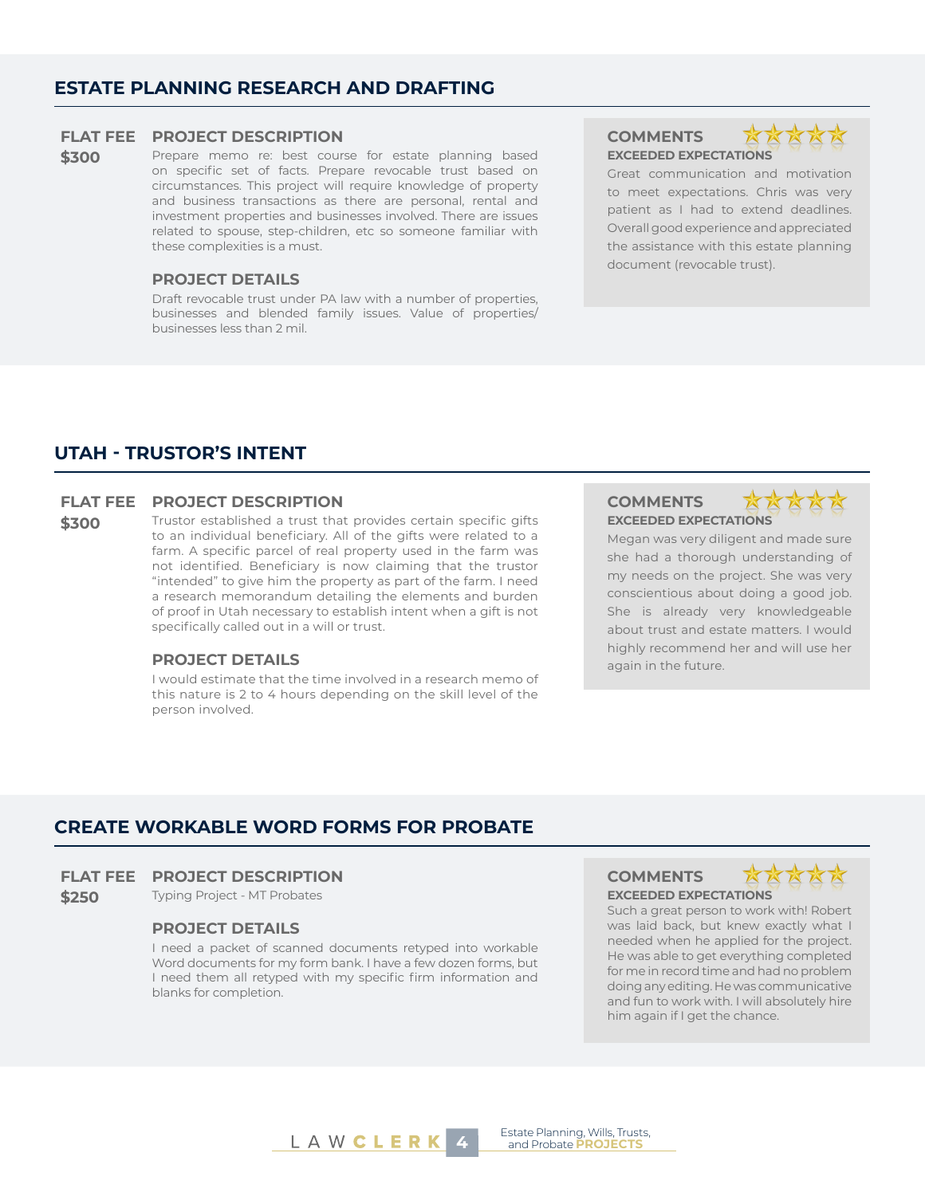## ESTATE PLANNING RESEARCH AND DRAFTING

**FLAT FEE**
**$300**

### PROJECT DESCRIPTION

Prepare memo re: best course for estate planning based on specific set of facts. Prepare revocable trust based on circumstances. This project will require knowledge of property and business transactions as there are personal, rental and investment properties and businesses involved. There are issues related to spouse, step-children, etc so someone familiar with these complexities is a must.

### PROJECT DETAILS

Draft revocable trust under PA law with a number of properties, businesses and blended family issues. Value of properties/ businesses less than 2 mil.

### COMMENTS

**EXCEEDED EXPECTATIONS**

Great communication and motivation to meet expectations. Chris was very patient as I had to extend deadlines. Overall good experience and appreciated the assistance with this estate planning document (revocable trust).

## UTAH - TRUSTOR'S INTENT

**FLAT FEE**
**$300**

### PROJECT DESCRIPTION

Trustor established a trust that provides certain specific gifts to an individual beneficiary. All of the gifts were related to a farm. A specific parcel of real property used in the farm was not identified. Beneficiary is now claiming that the trustor "intended" to give him the property as part of the farm. I need a research memorandum detailing the elements and burden of proof in Utah necessary to establish intent when a gift is not specifically called out in a will or trust.

### PROJECT DETAILS

I would estimate that the time involved in a research memo of this nature is 2 to 4 hours depending on the skill level of the person involved.

### COMMENTS

**EXCEEDED EXPECTATIONS**

Megan was very diligent and made sure she had a thorough understanding of my needs on the project. She was very conscientious about doing a good job. She is already very knowledgeable about trust and estate matters. I would highly recommend her and will use her again in the future.

## CREATE WORKABLE WORD FORMS FOR PROBATE

**FLAT FEE**
**$250**

### PROJECT DESCRIPTION

Typing Project - MT Probates

### PROJECT DETAILS

I need a packet of scanned documents retyped into workable Word documents for my form bank. I have a few dozen forms, but I need them all retyped with my specific firm information and blanks for completion.

### COMMENTS

**EXCEEDED EXPECTATIONS**

Such a great person to work with! Robert was laid back, but knew exactly what I needed when he applied for the project. He was able to get everything completed for me in record time and had no problem doing any editing. He was communicative and fun to work with. I will absolutely hire him again if I get the chance.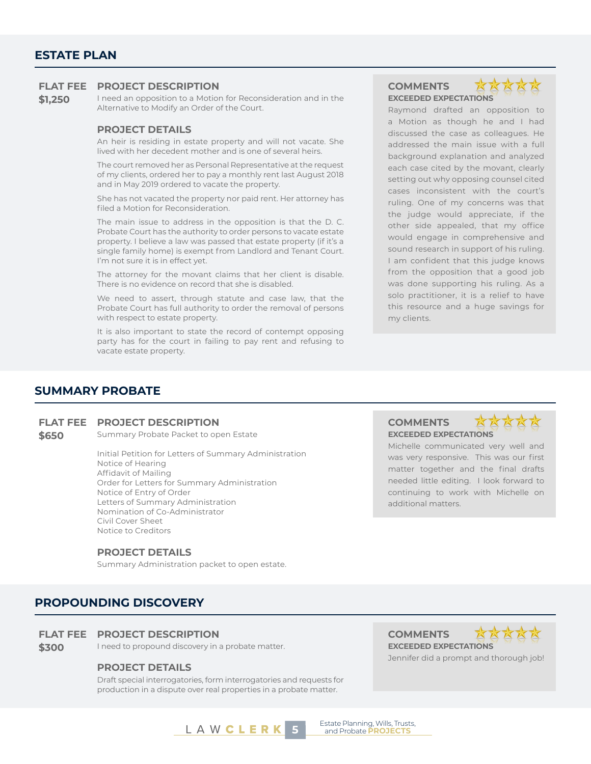## ESTATE PLAN

**FLAT FEE**
**$1,250**

### PROJECT DESCRIPTION

I need an opposition to a Motion for Reconsideration and in the Alternative to Modify an Order of the Court.

### PROJECT DETAILS

An heir is residing in estate property and will not vacate. She lived with her decedent mother and is one of several heirs.

The court removed her as Personal Representative at the request of my clients, ordered her to pay a monthly rent last August 2018 and in May 2019 ordered to vacate the property.

She has not vacated the property nor paid rent. Her attorney has filed a Motion for Reconsideration.

The main issue to address in the opposition is that the D. C. Probate Court has the authority to order persons to vacate estate property. I believe a law was passed that estate property (if it's a single family home) is exempt from Landlord and Tenant Court. I'm not sure it is in effect yet.

The attorney for the movant claims that her client is disable. There is no evidence on record that she is disabled.

We need to assert, through statute and case law, that the Probate Court has full authority to order the removal of persons with respect to estate property.

It is also important to state the record of contempt opposing party has for the court in failing to pay rent and refusing to vacate estate property.

### COMMENTS ★★★★★

**EXCEEDED EXPECTATIONS**

Raymond drafted an opposition to a Motion as though he and I had discussed the case as colleagues. He addressed the main issue with a full background explanation and analyzed each case cited by the movant, clearly setting out why opposing counsel cited cases inconsistent with the court's ruling. One of my concerns was that the judge would appreciate, if the other side appealed, that my office would engage in comprehensive and sound research in support of his ruling. I am confident that this judge knows from the opposition that a good job was done supporting his ruling. As a solo practitioner, it is a relief to have this resource and a huge savings for my clients.

## SUMMARY PROBATE

**FLAT FEE**
**$650**

### PROJECT DESCRIPTION

Summary Probate Packet to open Estate

Initial Petition for Letters of Summary Administration
Notice of Hearing
Affidavit of Mailing
Order for Letters for Summary Administration
Notice of Entry of Order
Letters of Summary Administration
Nomination of Co-Administrator
Civil Cover Sheet
Notice to Creditors

### PROJECT DETAILS

Summary Administration packet to open estate.

### COMMENTS ★★★★★

**EXCEEDED EXPECTATIONS**

Michelle communicated very well and was very responsive. This was our first matter together and the final drafts needed little editing. I look forward to continuing to work with Michelle on additional matters.

## PROPOUNDING DISCOVERY

**FLAT FEE**
**$300**

### PROJECT DESCRIPTION

I need to propound discovery in a probate matter.

### PROJECT DETAILS

Draft special interrogatories, form interrogatories and requests for production in a dispute over real properties in a probate matter.

### COMMENTS ★★★★★

**EXCEEDED EXPECTATIONS**

Jennifer did a prompt and thorough job!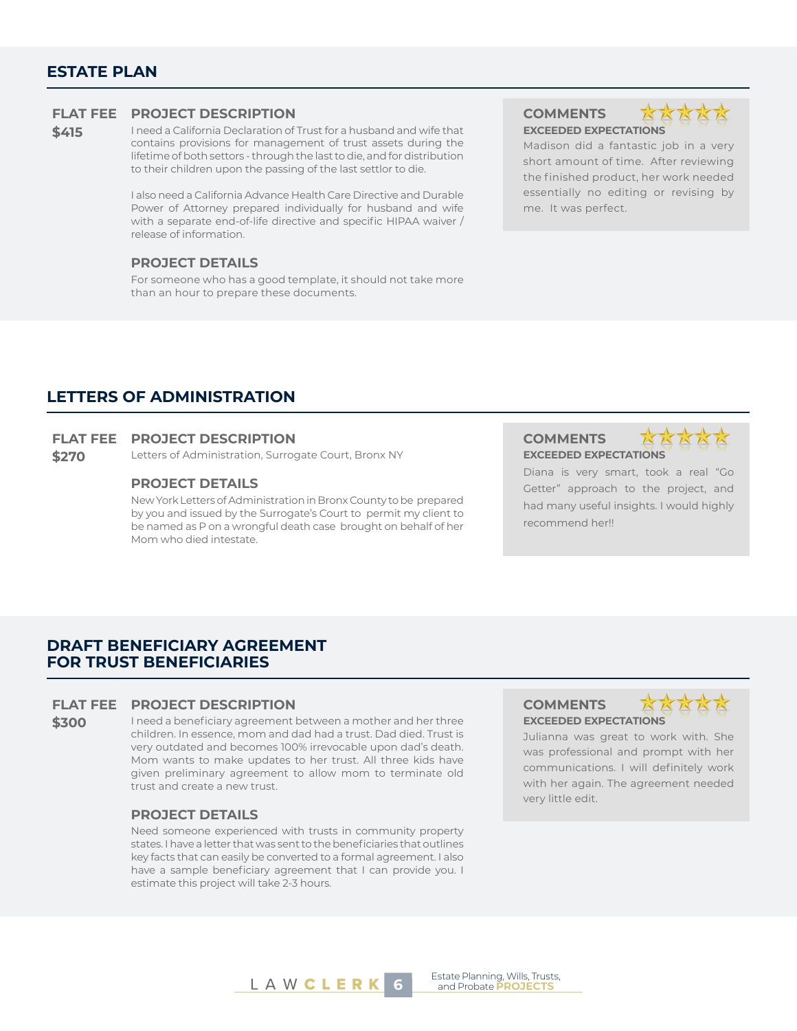## ESTATE PLAN

**FLAT FEE**
**$415**

### PROJECT DESCRIPTION

I need a California Declaration of Trust for a husband and wife that contains provisions for management of trust assets during the lifetime of both settors - through the last to die, and for distribution to their children upon the passing of the last settlor to die.

I also need a California Advance Health Care Directive and Durable Power of Attorney prepared individually for husband and wife with a separate end-of-life directive and specific HIPAA waiver / release of information.

### PROJECT DETAILS

For someone who has a good template, it should not take more than an hour to prepare these documents.

### COMMENTS

★★★★★

**EXCEEDED EXPECTATIONS**

Madison did a fantastic job in a very short amount of time. After reviewing the finished product, her work needed essentially no editing or revising by me. It was perfect.

## LETTERS OF ADMINISTRATION

**FLAT FEE**
**$270**

### PROJECT DESCRIPTION

Letters of Administration, Surrogate Court, Bronx NY

### PROJECT DETAILS

New York Letters of Administration in Bronx County to be prepared by you and issued by the Surrogate's Court to permit my client to be named as P on a wrongful death case brought on behalf of her Mom who died intestate.

### COMMENTS

★★★★★

**EXCEEDED EXPECTATIONS**

Diana is very smart, took a real "Go Getter" approach to the project, and had many useful insights. I would highly recommend her!!

## DRAFT BENEFICIARY AGREEMENT FOR TRUST BENEFICIARIES

**FLAT FEE**
**$300**

### PROJECT DESCRIPTION

I need a beneficiary agreement between a mother and her three children. In essence, mom and dad had a trust. Dad died. Trust is very outdated and becomes 100% irrevocable upon dad's death. Mom wants to make updates to her trust. All three kids have given preliminary agreement to allow mom to terminate old trust and create a new trust.

### PROJECT DETAILS

Need someone experienced with trusts in community property states. I have a letter that was sent to the beneficiaries that outlines key facts that can easily be converted to a formal agreement. I also have a sample beneficiary agreement that I can provide you. I estimate this project will take 2-3 hours.

### COMMENTS

★★★★★

**EXCEEDED EXPECTATIONS**

Julianna was great to work with. She was professional and prompt with her communications. I will definitely work with her again. The agreement needed very little edit.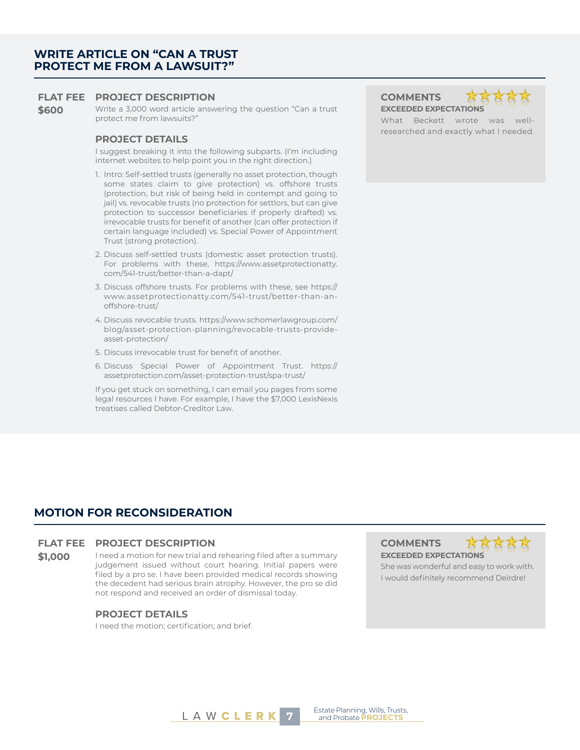## WRITE ARTICLE ON "CAN A TRUST PROTECT ME FROM A LAWSUIT?"

**FLAT FEE**

**$600**

### PROJECT DESCRIPTION

Write a 3,000 word article answering the question "Can a trust protect me from lawsuits?"

### PROJECT DETAILS

I suggest breaking it into the following subparts. (I'm including internet websites to help point you in the right direction.)

1. Intro: Self-settled trusts (generally no asset protection, though some states claim to give protection) vs. offshore trusts (protection, but risk of being held in contempt and going to jail) vs. revocable trusts (no protection for settlors, but can give protection to successor beneficiaries if properly drafted) vs. irrevocable trusts for benefit of another (can offer protection if certain language included) vs. Special Power of Appointment Trust (strong protection).
2. Discuss self-settled trusts (domestic asset protection trusts). For problems with these, https://www.assetprotectionatty.com/541-trust/better-than-a-dapt/
3. Discuss offshore trusts. For problems with these, see https://www.assetprotectionatty.com/541-trust/better-than-an-offshore-trust/
4. Discuss revocable trusts. https://www.schomerlawgroup.com/blog/asset-protection-planning/revocable-trusts-provide-asset-protection/
5. Discuss irrevocable trust for benefit of another.
6. Discuss Special Power of Appointment Trust. https://assetprotection.com/asset-protection-trust/spa-trust/

If you get stuck on something, I can email you pages from some legal resources I have. For example, I have the $7,000 LexisNexis treatises called Debtor-Creditor Law.

### COMMENTS ★★★★★

**EXCEEDED EXPECTATIONS**

What Beckett wrote was well-researched and exactly what I needed.

## MOTION FOR RECONSIDERATION

**FLAT FEE**

**$1,000**

### PROJECT DESCRIPTION

I need a motion for new trial and rehearing filed after a summary judgement issued without court hearing. Initial papers were filed by a pro se. I have been provided medical records showing the decedent had serious brain atrophy. However, the pro se did not respond and received an order of dismissal today.

### PROJECT DETAILS

I need the motion; certification; and brief.

### COMMENTS ★★★★★

**EXCEEDED EXPECTATIONS**

She was wonderful and easy to work with. I would definitely recommend Deirdre!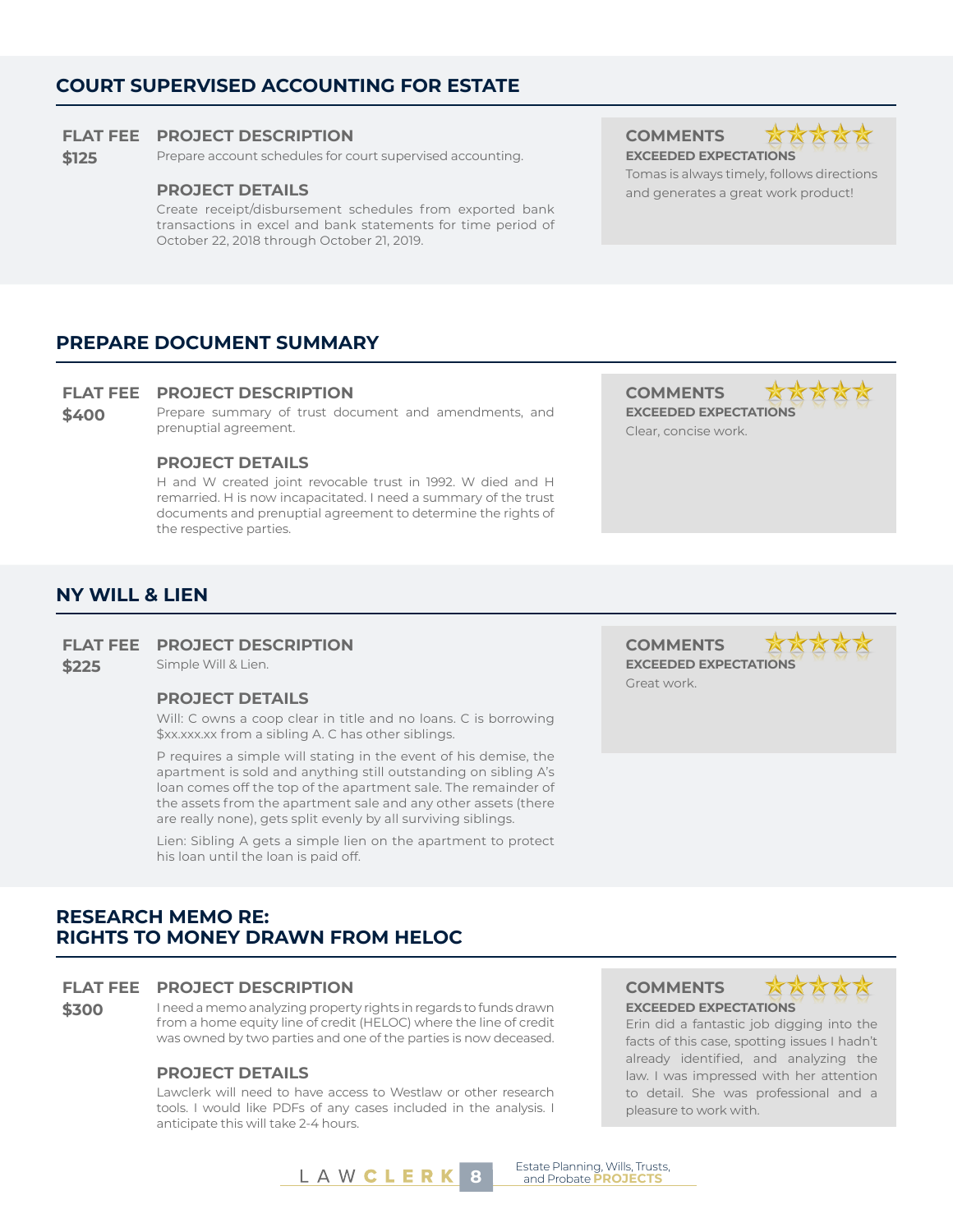## COURT SUPERVISED ACCOUNTING FOR ESTATE

**FLAT FEE**
**$125**

### PROJECT DESCRIPTION

Prepare account schedules for court supervised accounting.

### PROJECT DETAILS

Create receipt/disbursement schedules from exported bank transactions in excel and bank statements for time period of October 22, 2018 through October 21, 2019.

### COMMENTS

★★★★★

**EXCEEDED EXPECTATIONS**

Tomas is always timely, follows directions and generates a great work product!

## PREPARE DOCUMENT SUMMARY

**FLAT FEE**
**$400**

### PROJECT DESCRIPTION

Prepare summary of trust document and amendments, and prenuptial agreement.

### PROJECT DETAILS

H and W created joint revocable trust in 1992. W died and H remarried. H is now incapacitated. I need a summary of the trust documents and prenuptial agreement to determine the rights of the respective parties.

### COMMENTS

★★★★★

**EXCEEDED EXPECTATIONS**

Clear, concise work.

## NY WILL & LIEN

**FLAT FEE**
**$225**

### PROJECT DESCRIPTION

Simple Will & Lien.

### PROJECT DETAILS

Will: C owns a coop clear in title and no loans. C is borrowing $xx.xxx.xx from a sibling A. C has other siblings.

P requires a simple will stating in the event of his demise, the apartment is sold and anything still outstanding on sibling A's loan comes off the top of the apartment sale. The remainder of the assets from the apartment sale and any other assets (there are really none), gets split evenly by all surviving siblings.

Lien: Sibling A gets a simple lien on the apartment to protect his loan until the loan is paid off.

### COMMENTS

★★★★★

**EXCEEDED EXPECTATIONS**

Great work.

## RESEARCH MEMO RE: RIGHTS TO MONEY DRAWN FROM HELOC

**FLAT FEE**
**$300**

### PROJECT DESCRIPTION

I need a memo analyzing property rights in regards to funds drawn from a home equity line of credit (HELOC) where the line of credit was owned by two parties and one of the parties is now deceased.

### PROJECT DETAILS

Lawclerk will need to have access to Westlaw or other research tools. I would like PDFs of any cases included in the analysis. I anticipate this will take 2-4 hours.

### COMMENTS

★★★★★

**EXCEEDED EXPECTATIONS**

Erin did a fantastic job digging into the facts of this case, spotting issues I hadn't already identified, and analyzing the law. I was impressed with her attention to detail. She was professional and a pleasure to work with.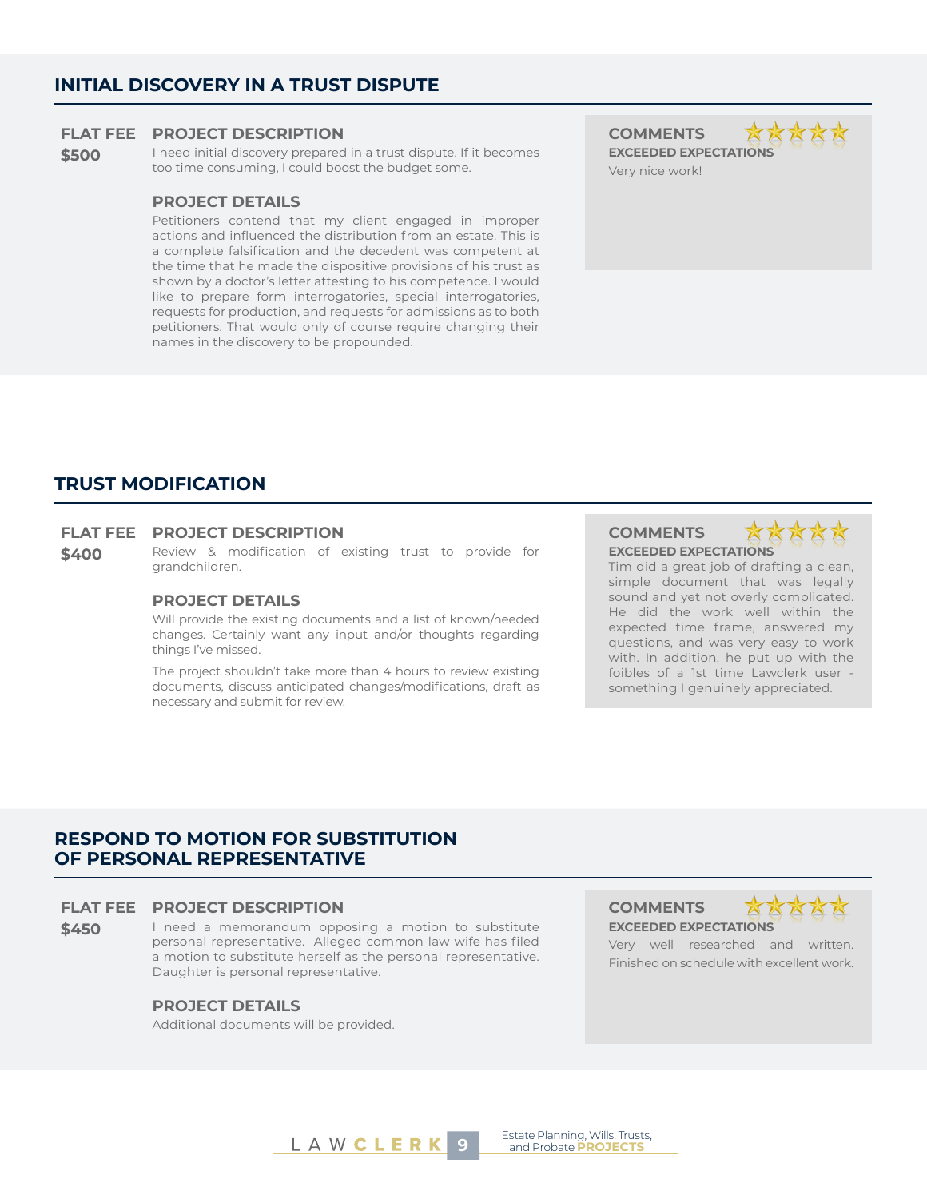## INITIAL DISCOVERY IN A TRUST DISPUTE

**FLAT FEE**
**$500**

**PROJECT DESCRIPTION**

I need initial discovery prepared in a trust dispute. If it becomes too time consuming, I could boost the budget some.

**PROJECT DETAILS**

Petitioners contend that my client engaged in improper actions and influenced the distribution from an estate. This is a complete falsification and the decedent was competent at the time that he made the dispositive provisions of his trust as shown by a doctor's letter attesting to his competence. I would like to prepare form interrogatories, special interrogatories, requests for production, and requests for admissions as to both petitioners. That would only of course require changing their names in the discovery to be propounded.

**COMMENTS** ★★★★★
**EXCEEDED EXPECTATIONS**

Very nice work!

## TRUST MODIFICATION

**FLAT FEE**
**$400**

**PROJECT DESCRIPTION**

Review & modification of existing trust to provide for grandchildren.

**PROJECT DETAILS**

Will provide the existing documents and a list of known/needed changes. Certainly want any input and/or thoughts regarding things I've missed.

The project shouldn't take more than 4 hours to review existing documents, discuss anticipated changes/modifications, draft as necessary and submit for review.

**COMMENTS** ★★★★★
**EXCEEDED EXPECTATIONS**

Tim did a great job of drafting a clean, simple document that was legally sound and yet not overly complicated. He did the work well within the expected time frame, answered my questions, and was very easy to work with. In addition, he put up with the foibles of a 1st time Lawclerk user - something I genuinely appreciated.

## RESPOND TO MOTION FOR SUBSTITUTION OF PERSONAL REPRESENTATIVE

**FLAT FEE**
**$450**

**PROJECT DESCRIPTION**

I need a memorandum opposing a motion to substitute personal representative. Alleged common law wife has filed a motion to substitute herself as the personal representative. Daughter is personal representative.

**PROJECT DETAILS**

Additional documents will be provided.

**COMMENTS** ★★★★★
**EXCEEDED EXPECTATIONS**

Very well researched and written. Finished on schedule with excellent work.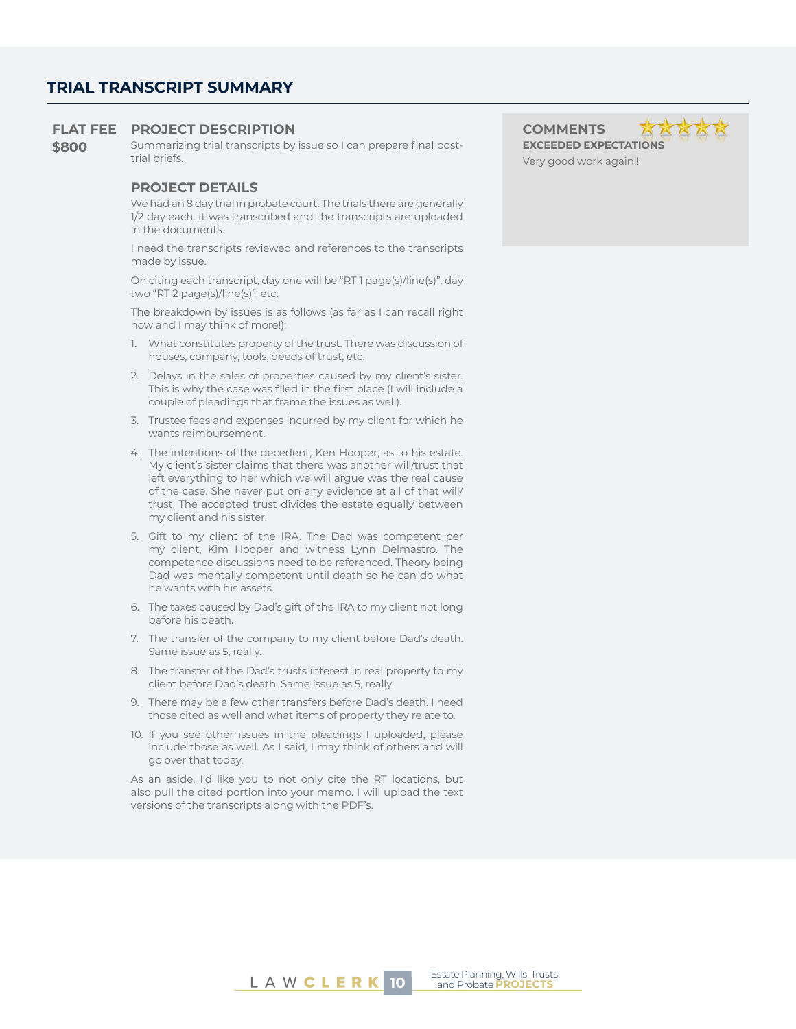## TRIAL TRANSCRIPT SUMMARY

**FLAT FEE**

**$800**

### PROJECT DESCRIPTION

Summarizing trial transcripts by issue so I can prepare final post-trial briefs.

### PROJECT DETAILS

We had an 8 day trial in probate court. The trials there are generally 1/2 day each. It was transcribed and the transcripts are uploaded in the documents.

I need the transcripts reviewed and references to the transcripts made by issue.

On citing each transcript, day one will be "RT 1 page(s)/line(s)", day two "RT 2 page(s)/line(s)", etc.

The breakdown by issues is as follows (as far as I can recall right now and I may think of more!):

1. What constitutes property of the trust. There was discussion of houses, company, tools, deeds of trust, etc.
2. Delays in the sales of properties caused by my client's sister. This is why the case was filed in the first place (I will include a couple of pleadings that frame the issues as well).
3. Trustee fees and expenses incurred by my client for which he wants reimbursement.
4. The intentions of the decedent, Ken Hooper, as to his estate. My client's sister claims that there was another will/trust that left everything to her which we will argue was the real cause of the case. She never put on any evidence at all of that will/trust. The accepted trust divides the estate equally between my client and his sister.
5. Gift to my client of the IRA. The Dad was competent per my client, Kim Hooper and witness Lynn Delmastro. The competence discussions need to be referenced. Theory being Dad was mentally competent until death so he can do what he wants with his assets.
6. The taxes caused by Dad's gift of the IRA to my client not long before his death.
7. The transfer of the company to my client before Dad's death. Same issue as 5, really.
8. The transfer of the Dad's trusts interest in real property to my client before Dad's death. Same issue as 5, really.
9. There may be a few other transfers before Dad's death. I need those cited as well and what items of property they relate to.
10. If you see other issues in the pleadings I uploaded, please include those as well. As I said, I may think of others and will go over that today.

As an aside, I'd like you to not only cite the RT locations, but also pull the cited portion into your memo. I will upload the text versions of the transcripts along with the PDF's.

### COMMENTS

★★★★★

**EXCEEDED EXPECTATIONS**

Very good work again!!